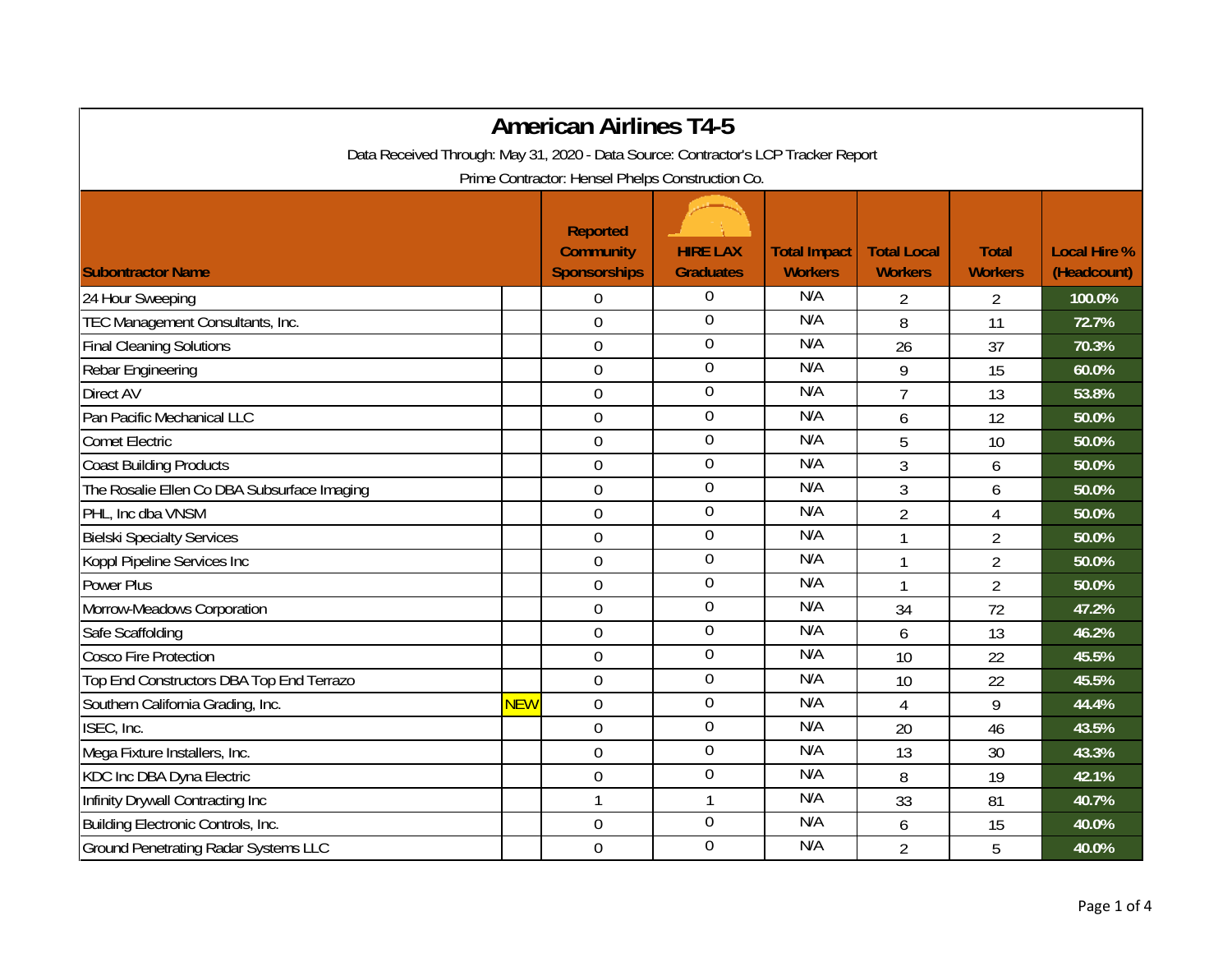# American Airlines T4-5

Data Received Through: May 31, 2020 - Data Source: Contractor's LCP Tracker Report

Prime Contractor: Hensel Phelps Construction Co.

| Subontractor Name | | Reported Community Sponsorships | HIRE LAX Graduates | Total Impact Workers | Total Local Workers | Total Workers | Local Hire % (Headcount) |
|---|---|---|---|---|---|---|---|
| 24 Hour Sweeping | | 0 | 0 | N/A | 2 | 2 | 100.0% |
| TEC Management Consultants, Inc. | | 0 | 0 | N/A | 8 | 11 | 72.7% |
| Final Cleaning Solutions | | 0 | 0 | N/A | 26 | 37 | 70.3% |
| Rebar Engineering | | 0 | 0 | N/A | 9 | 15 | 60.0% |
| Direct AV | | 0 | 0 | N/A | 7 | 13 | 53.8% |
| Pan Pacific Mechanical LLC | | 0 | 0 | N/A | 6 | 12 | 50.0% |
| Comet Electric | | 0 | 0 | N/A | 5 | 10 | 50.0% |
| Coast Building Products | | 0 | 0 | N/A | 3 | 6 | 50.0% |
| The Rosalie Ellen Co DBA Subsurface Imaging | | 0 | 0 | N/A | 3 | 6 | 50.0% |
| PHL, Inc dba VNSM | | 0 | 0 | N/A | 2 | 4 | 50.0% |
| Bielski Specialty Services | | 0 | 0 | N/A | 1 | 2 | 50.0% |
| Koppl Pipeline Services Inc | | 0 | 0 | N/A | 1 | 2 | 50.0% |
| Power Plus | | 0 | 0 | N/A | 1 | 2 | 50.0% |
| Morrow-Meadows Corporation | | 0 | 0 | N/A | 34 | 72 | 47.2% |
| Safe Scaffolding | | 0 | 0 | N/A | 6 | 13 | 46.2% |
| Cosco Fire Protection | | 0 | 0 | N/A | 10 | 22 | 45.5% |
| Top End Constructors DBA Top End Terrazo | | 0 | 0 | N/A | 10 | 22 | 45.5% |
| Southern California Grading, Inc. | NEW | 0 | 0 | N/A | 4 | 9 | 44.4% |
| ISEC, Inc. | | 0 | 0 | N/A | 20 | 46 | 43.5% |
| Mega Fixture Installers, Inc. | | 0 | 0 | N/A | 13 | 30 | 43.3% |
| KDC Inc DBA Dyna Electric | | 0 | 0 | N/A | 8 | 19 | 42.1% |
| Infinity Drywall Contracting Inc | | 1 | 1 | N/A | 33 | 81 | 40.7% |
| Building Electronic Controls, Inc. | | 0 | 0 | N/A | 6 | 15 | 40.0% |
| Ground Penetrating Radar Systems LLC | | 0 | 0 | N/A | 2 | 5 | 40.0% |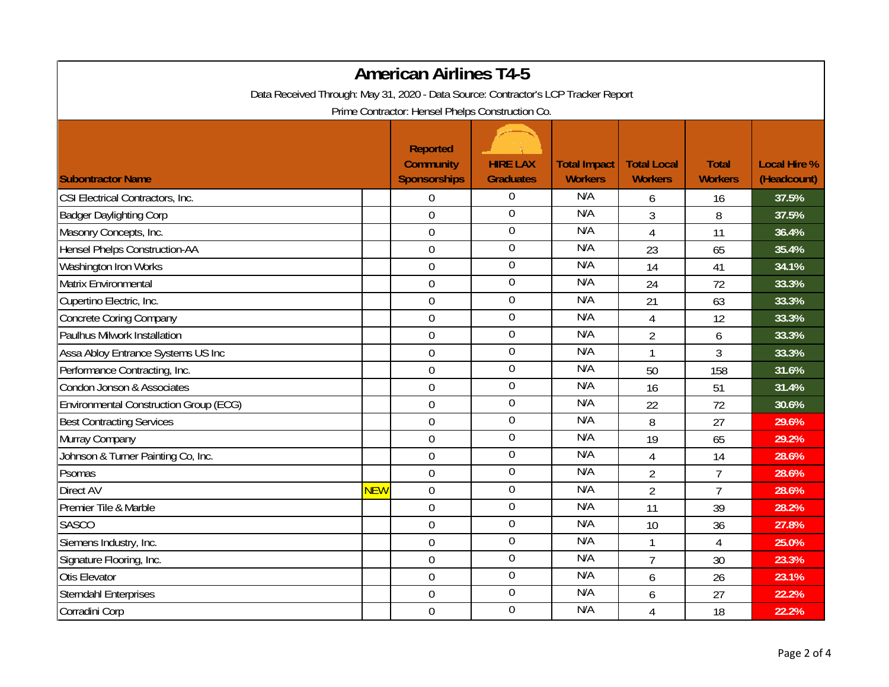# American Airlines T4-5

Data Received Through: May 31, 2020 - Data Source: Contractor's LCP Tracker Report

Prime Contractor: Hensel Phelps Construction Co.

| Subcontractor Name | | Reported Community Sponsorships | HIRE LAX Graduates | Total Impact Workers | Total Local Workers | Total Workers | Local Hire % (Headcount) |
|---|---|---|---|---|---|---|---|
| CSI Electrical Contractors, Inc. | | 0 | 0 | N/A | 6 | 16 | 37.5% |
| Badger Daylighting Corp | | 0 | 0 | N/A | 3 | 8 | 37.5% |
| Masonry Concepts, Inc. | | 0 | 0 | N/A | 4 | 11 | 36.4% |
| Hensel Phelps Construction-AA | | 0 | 0 | N/A | 23 | 65 | 35.4% |
| Washington Iron Works | | 0 | 0 | N/A | 14 | 41 | 34.1% |
| Matrix Environmental | | 0 | 0 | N/A | 24 | 72 | 33.3% |
| Cupertino Electric, Inc. | | 0 | 0 | N/A | 21 | 63 | 33.3% |
| Concrete Coring Company | | 0 | 0 | N/A | 4 | 12 | 33.3% |
| Paulhus Milwork Installation | | 0 | 0 | N/A | 2 | 6 | 33.3% |
| Assa Abloy Entrance Systems US Inc | | 0 | 0 | N/A | 1 | 3 | 33.3% |
| Performance Contracting, Inc. | | 0 | 0 | N/A | 50 | 158 | 31.6% |
| Condon Jonson & Associates | | 0 | 0 | N/A | 16 | 51 | 31.4% |
| Environmental Construction Group (ECG) | | 0 | 0 | N/A | 22 | 72 | 30.6% |
| Best Contracting Services | | 0 | 0 | N/A | 8 | 27 | 29.6% |
| Murray Company | | 0 | 0 | N/A | 19 | 65 | 29.2% |
| Johnson & Turner Painting Co, Inc. | | 0 | 0 | N/A | 4 | 14 | 28.6% |
| Psomas | | 0 | 0 | N/A | 2 | 7 | 28.6% |
| Direct AV | NEW | 0 | 0 | N/A | 2 | 7 | 28.6% |
| Premier Tile & Marble | | 0 | 0 | N/A | 11 | 39 | 28.2% |
| SASCO | | 0 | 0 | N/A | 10 | 36 | 27.8% |
| Siemens Industry, Inc. | | 0 | 0 | N/A | 1 | 4 | 25.0% |
| Signature Flooring, Inc. | | 0 | 0 | N/A | 7 | 30 | 23.3% |
| Otis Elevator | | 0 | 0 | N/A | 6 | 26 | 23.1% |
| Sterndahl Enterprises | | 0 | 0 | N/A | 6 | 27 | 22.2% |
| Corradini Corp | | 0 | 0 | N/A | 4 | 18 | 22.2% |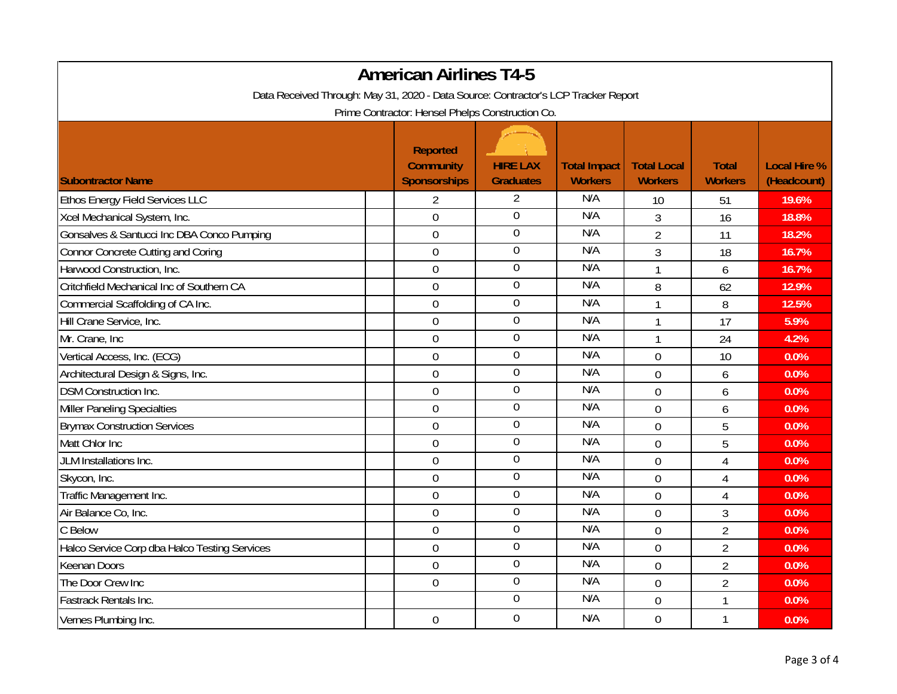# American Airlines T4-5

Data Received Through: May 31, 2020 - Data Source: Contractor's LCP Tracker Report

Prime Contractor: Hensel Phelps Construction Co.

| Subcontractor Name | Reported Community Sponsorships | HIRE LAX Graduates | Total Impact Workers | Total Local Workers | Total Workers | Local Hire % (Headcount) |
|---|---|---|---|---|---|---|
| Ethos Energy Field Services LLC | 2 | 2 | N/A | 10 | 51 | 19.6% |
| Xcel Mechanical System, Inc. | 0 | 0 | N/A | 3 | 16 | 18.8% |
| Gonsalves & Santucci Inc DBA Conco Pumping | 0 | 0 | N/A | 2 | 11 | 18.2% |
| Connor Concrete Cutting and Coring | 0 | 0 | N/A | 3 | 18 | 16.7% |
| Harwood Construction, Inc. | 0 | 0 | N/A | 1 | 6 | 16.7% |
| Critchfield Mechanical Inc of Southern CA | 0 | 0 | N/A | 8 | 62 | 12.9% |
| Commercial Scaffolding of CA Inc. | 0 | 0 | N/A | 1 | 8 | 12.5% |
| Hill Crane Service, Inc. | 0 | 0 | N/A | 1 | 17 | 5.9% |
| Mr. Crane, Inc | 0 | 0 | N/A | 1 | 24 | 4.2% |
| Vertical Access, Inc. (ECG) | 0 | 0 | N/A | 0 | 10 | 0.0% |
| Architectural Design & Signs, Inc. | 0 | 0 | N/A | 0 | 6 | 0.0% |
| DSM Construction Inc. | 0 | 0 | N/A | 0 | 6 | 0.0% |
| Miller Paneling Specialties | 0 | 0 | N/A | 0 | 6 | 0.0% |
| Brymax Construction Services | 0 | 0 | N/A | 0 | 5 | 0.0% |
| Matt Chlor Inc | 0 | 0 | N/A | 0 | 5 | 0.0% |
| JLM Installations Inc. | 0 | 0 | N/A | 0 | 4 | 0.0% |
| Skycon, Inc. | 0 | 0 | N/A | 0 | 4 | 0.0% |
| Traffic Management Inc. | 0 | 0 | N/A | 0 | 4 | 0.0% |
| Air Balance Co, Inc. | 0 | 0 | N/A | 0 | 3 | 0.0% |
| C Below | 0 | 0 | N/A | 0 | 2 | 0.0% |
| Halco Service Corp dba Halco Testing Services | 0 | 0 | N/A | 0 | 2 | 0.0% |
| Keenan Doors | 0 | 0 | N/A | 0 | 2 | 0.0% |
| The Door Crew Inc | 0 | 0 | N/A | 0 | 2 | 0.0% |
| Fastrack Rentals Inc. | | 0 | N/A | 0 | 1 | 0.0% |
| Vernes Plumbing Inc. | 0 | 0 | N/A | 0 | 1 | 0.0% |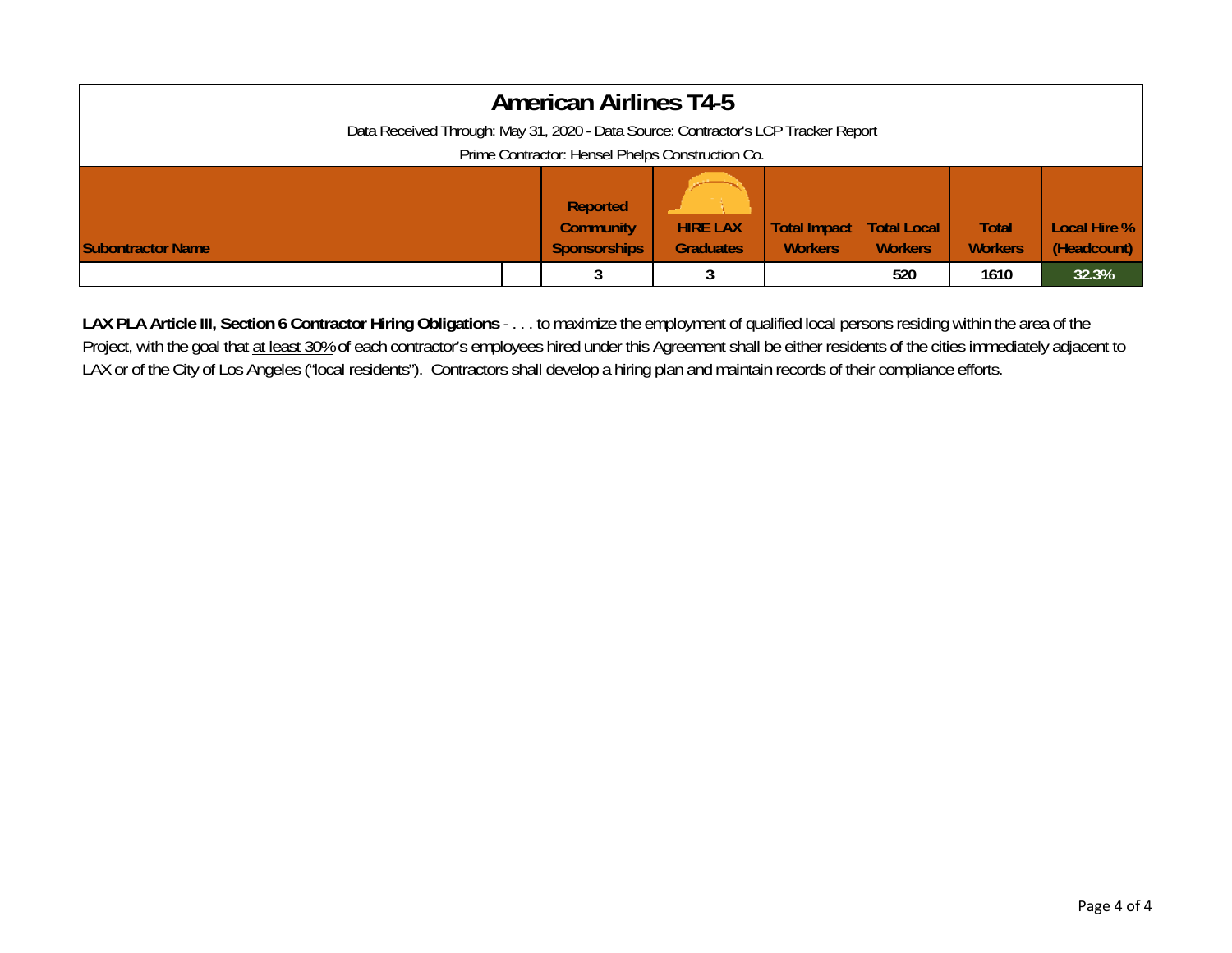# American Airlines T4-5

Data Received Through: May 31, 2020 - Data Source: Contractor's LCP Tracker Report

Prime Contractor: Hensel Phelps Construction Co.

| Subontractor Name | | Reported Community Sponsorships | HIRE LAX Graduates | Total Impact Workers | Total Local Workers | Total Workers | Local Hire % (Headcount) |
|---|---|---|---|---|---|---|---|
| | | 3 | 3 | | 520 | 1610 | 32.3% |

**LAX PLA Article III, Section 6 Contractor Hiring Obligations** - . . . to maximize the employment of qualified local persons residing within the area of the Project, with the goal that at least 30% of each contractor's employees hired under this Agreement shall be either residents of the cities immediately adjacent to LAX or of the City of Los Angeles ("local residents"). Contractors shall develop a hiring plan and maintain records of their compliance efforts.